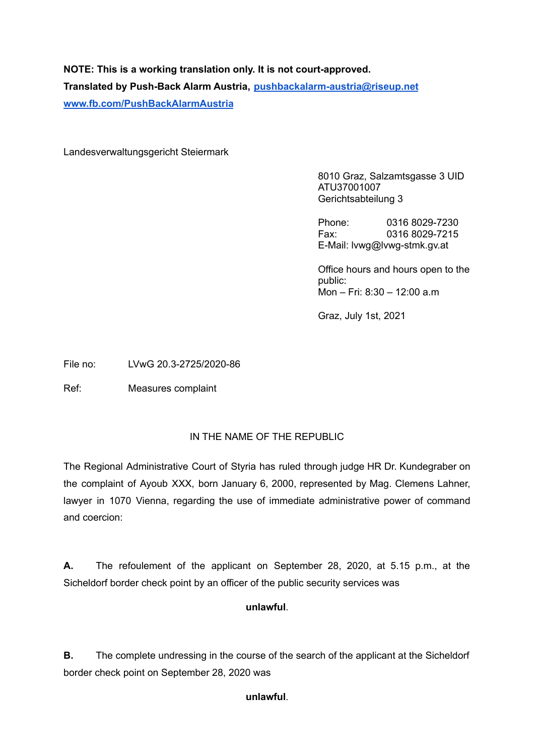**NOTE: This is a working translation only. It is not court-approved.**
**Translated by Push-Back Alarm Austria, pushbackalarm-austria@riseup.net**
**www.fb.com/PushBackAlarmAustria**

Landesverwaltungsgericht Steiermark

8010 Graz, Salzamtsgasse 3 UID ATU37001007
Gerichtsabteilung 3

Phone: 0316 8029-7230
Fax: 0316 8029-7215
E-Mail: lvwg@lvwg-stmk.gv.at

Office hours and hours open to the public:
Mon – Fri: 8:30 – 12:00 a.m

Graz, July 1st, 2021

File no: LVwG 20.3-2725/2020-86

Ref: Measures complaint

IN THE NAME OF THE REPUBLIC

The Regional Administrative Court of Styria has ruled through judge HR Dr. Kundegraber on the complaint of Ayoub XXX, born January 6, 2000, represented by Mag. Clemens Lahner, lawyer in 1070 Vienna, regarding the use of immediate administrative power of command and coercion:

**A.** The refoulement of the applicant on September 28, 2020, at 5.15 p.m., at the Sicheldorf border check point by an officer of the public security services was

**unlawful**.

**B.** The complete undressing in the course of the search of the applicant at the Sicheldorf border check point on September 28, 2020 was

**unlawful**.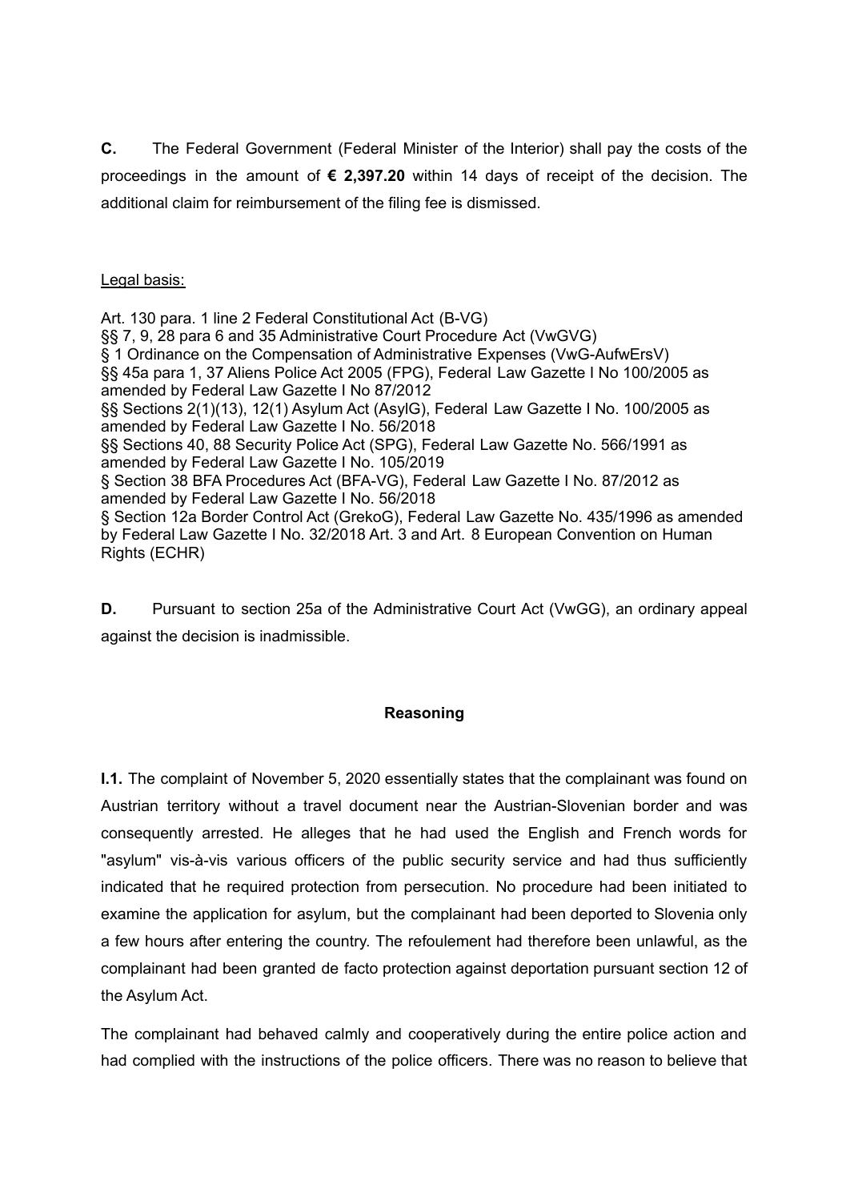**C.** The Federal Government (Federal Minister of the Interior) shall pay the costs of the proceedings in the amount of **€ 2,397.20** within 14 days of receipt of the decision. The additional claim for reimbursement of the filing fee is dismissed.

Legal basis:

Art. 130 para. 1 line 2 Federal Constitutional Act (B-VG)
§§ 7, 9, 28 para 6 and 35 Administrative Court Procedure Act (VwGVG)
§ 1 Ordinance on the Compensation of Administrative Expenses (VwG-AufwErsV)
§§ 45a para 1, 37 Aliens Police Act 2005 (FPG), Federal Law Gazette I No 100/2005 as amended by Federal Law Gazette I No 87/2012
§§ Sections 2(1)(13), 12(1) Asylum Act (AsylG), Federal Law Gazette I No. 100/2005 as amended by Federal Law Gazette I No. 56/2018
§§ Sections 40, 88 Security Police Act (SPG), Federal Law Gazette No. 566/1991 as amended by Federal Law Gazette I No. 105/2019
§ Section 38 BFA Procedures Act (BFA-VG), Federal Law Gazette I No. 87/2012 as amended by Federal Law Gazette I No. 56/2018
§ Section 12a Border Control Act (GrekoG), Federal Law Gazette No. 435/1996 as amended by Federal Law Gazette I No. 32/2018 Art. 3 and Art. 8 European Convention on Human Rights (ECHR)

**D.** Pursuant to section 25a of the Administrative Court Act (VwGG), an ordinary appeal against the decision is inadmissible.

## Reasoning

**I.1.** The complaint of November 5, 2020 essentially states that the complainant was found on Austrian territory without a travel document near the Austrian-Slovenian border and was consequently arrested. He alleges that he had used the English and French words for "asylum" vis-à-vis various officers of the public security service and had thus sufficiently indicated that he required protection from persecution. No procedure had been initiated to examine the application for asylum, but the complainant had been deported to Slovenia only a few hours after entering the country. The refoulement had therefore been unlawful, as the complainant had been granted de facto protection against deportation pursuant section 12 of the Asylum Act.

The complainant had behaved calmly and cooperatively during the entire police action and had complied with the instructions of the police officers. There was no reason to believe that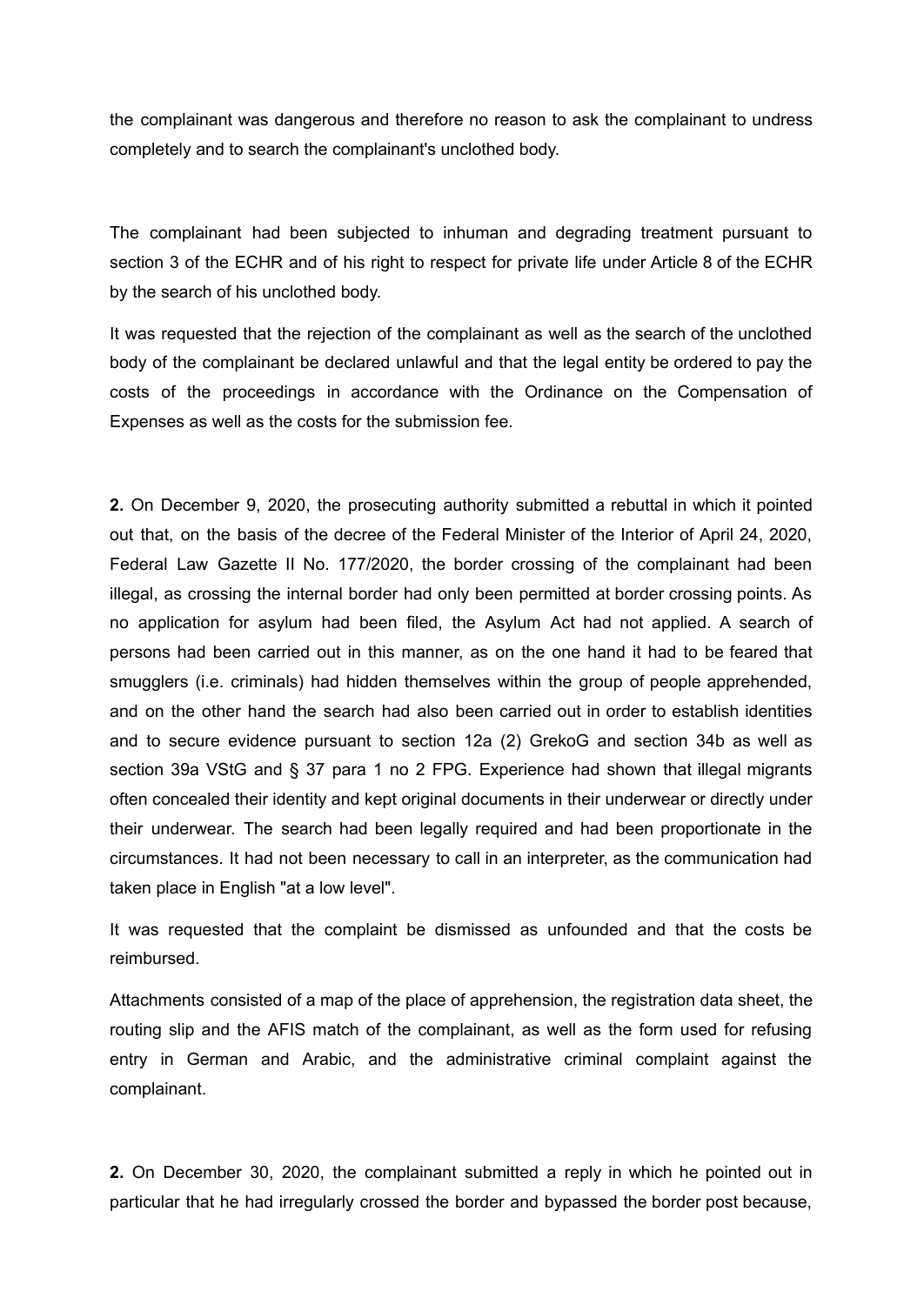the complainant was dangerous and therefore no reason to ask the complainant to undress completely and to search the complainant's unclothed body.

The complainant had been subjected to inhuman and degrading treatment pursuant to section 3 of the ECHR and of his right to respect for private life under Article 8 of the ECHR by the search of his unclothed body.

It was requested that the rejection of the complainant as well as the search of the unclothed body of the complainant be declared unlawful and that the legal entity be ordered to pay the costs of the proceedings in accordance with the Ordinance on the Compensation of Expenses as well as the costs for the submission fee.

**2.** On December 9, 2020, the prosecuting authority submitted a rebuttal in which it pointed out that, on the basis of the decree of the Federal Minister of the Interior of April 24, 2020, Federal Law Gazette II No. 177/2020, the border crossing of the complainant had been illegal, as crossing the internal border had only been permitted at border crossing points. As no application for asylum had been filed, the Asylum Act had not applied. A search of persons had been carried out in this manner, as on the one hand it had to be feared that smugglers (i.e. criminals) had hidden themselves within the group of people apprehended, and on the other hand the search had also been carried out in order to establish identities and to secure evidence pursuant to section 12a (2) GrekoG and section 34b as well as section 39a VStG and § 37 para 1 no 2 FPG. Experience had shown that illegal migrants often concealed their identity and kept original documents in their underwear or directly under their underwear. The search had been legally required and had been proportionate in the circumstances. It had not been necessary to call in an interpreter, as the communication had taken place in English "at a low level".

It was requested that the complaint be dismissed as unfounded and that the costs be reimbursed.

Attachments consisted of a map of the place of apprehension, the registration data sheet, the routing slip and the AFIS match of the complainant, as well as the form used for refusing entry in German and Arabic, and the administrative criminal complaint against the complainant.

**2.** On December 30, 2020, the complainant submitted a reply in which he pointed out in particular that he had irregularly crossed the border and bypassed the border post because,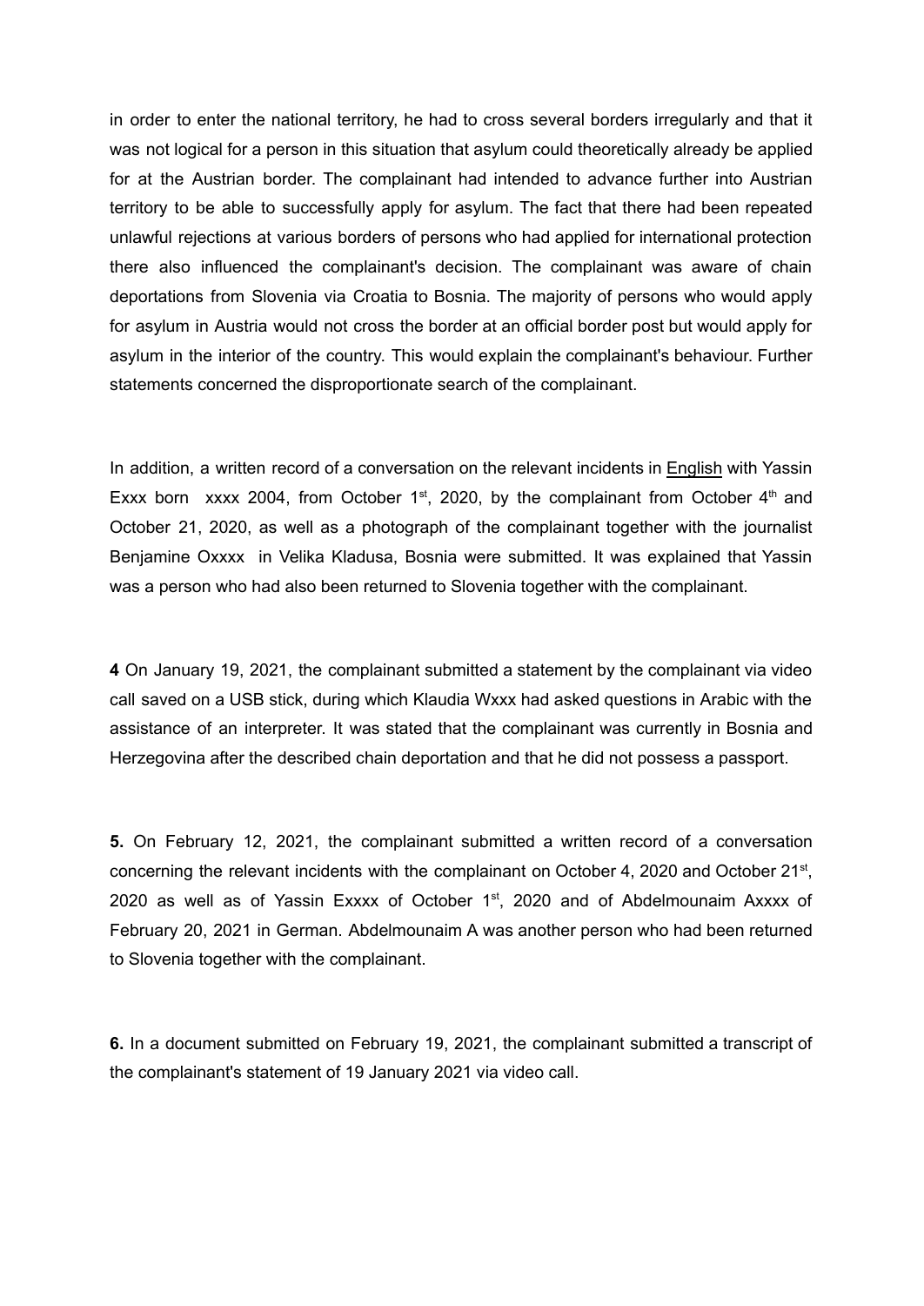in order to enter the national territory, he had to cross several borders irregularly and that it was not logical for a person in this situation that asylum could theoretically already be applied for at the Austrian border. The complainant had intended to advance further into Austrian territory to be able to successfully apply for asylum. The fact that there had been repeated unlawful rejections at various borders of persons who had applied for international protection there also influenced the complainant's decision. The complainant was aware of chain deportations from Slovenia via Croatia to Bosnia. The majority of persons who would apply for asylum in Austria would not cross the border at an official border post but would apply for asylum in the interior of the country. This would explain the complainant's behaviour. Further statements concerned the disproportionate search of the complainant.

In addition, a written record of a conversation on the relevant incidents in English with Yassin Exxx born xxxx 2004, from October 1st, 2020, by the complainant from October 4th and October 21, 2020, as well as a photograph of the complainant together with the journalist Benjamine Oxxxx in Velika Kladusa, Bosnia were submitted. It was explained that Yassin was a person who had also been returned to Slovenia together with the complainant.

**4** On January 19, 2021, the complainant submitted a statement by the complainant via video call saved on a USB stick, during which Klaudia Wxxx had asked questions in Arabic with the assistance of an interpreter. It was stated that the complainant was currently in Bosnia and Herzegovina after the described chain deportation and that he did not possess a passport.

**5.** On February 12, 2021, the complainant submitted a written record of a conversation concerning the relevant incidents with the complainant on October 4, 2020 and October 21st, 2020 as well as of Yassin Exxxx of October 1st, 2020 and of Abdelmounaim Axxxx of February 20, 2021 in German. Abdelmounaim A was another person who had been returned to Slovenia together with the complainant.

**6.** In a document submitted on February 19, 2021, the complainant submitted a transcript of the complainant's statement of 19 January 2021 via video call.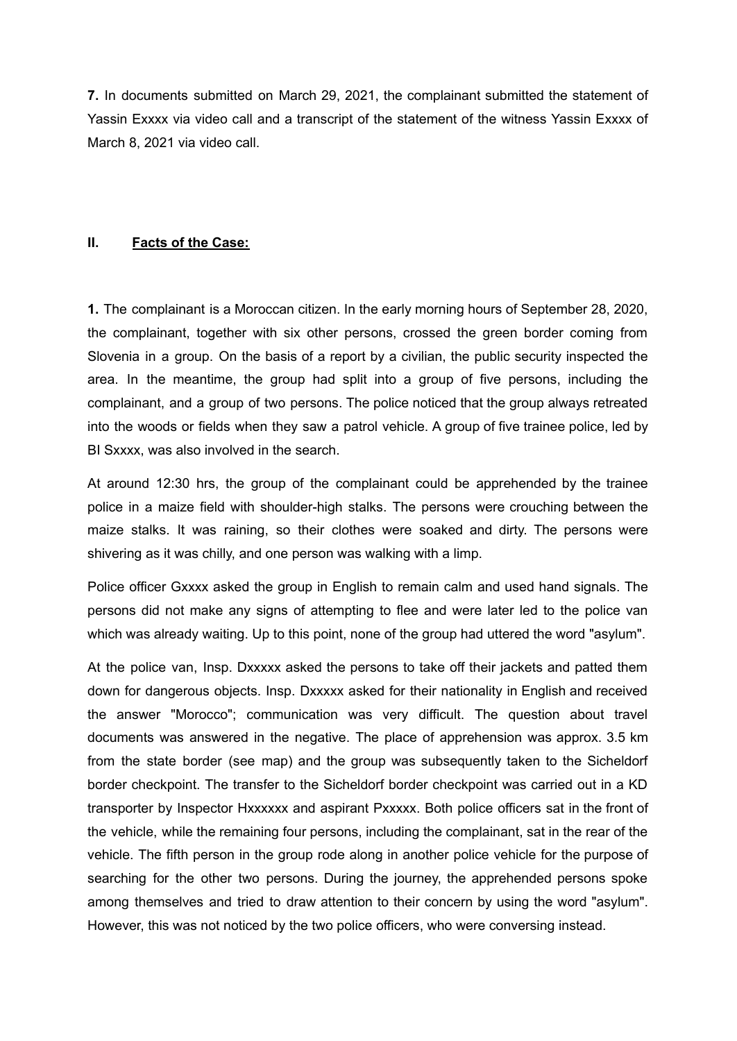**7.** In documents submitted on March 29, 2021, the complainant submitted the statement of Yassin Exxxx via video call and a transcript of the statement of the witness Yassin Exxxx of March 8, 2021 via video call.

## II. Facts of the Case:

**1.** The complainant is a Moroccan citizen. In the early morning hours of September 28, 2020, the complainant, together with six other persons, crossed the green border coming from Slovenia in a group. On the basis of a report by a civilian, the public security inspected the area. In the meantime, the group had split into a group of five persons, including the complainant, and a group of two persons. The police noticed that the group always retreated into the woods or fields when they saw a patrol vehicle. A group of five trainee police, led by BI Sxxxx, was also involved in the search.

At around 12:30 hrs, the group of the complainant could be apprehended by the trainee police in a maize field with shoulder-high stalks. The persons were crouching between the maize stalks. It was raining, so their clothes were soaked and dirty. The persons were shivering as it was chilly, and one person was walking with a limp.

Police officer Gxxxx asked the group in English to remain calm and used hand signals. The persons did not make any signs of attempting to flee and were later led to the police van which was already waiting. Up to this point, none of the group had uttered the word "asylum".

At the police van, Insp. Dxxxxx asked the persons to take off their jackets and patted them down for dangerous objects. Insp. Dxxxxx asked for their nationality in English and received the answer "Morocco"; communication was very difficult. The question about travel documents was answered in the negative. The place of apprehension was approx. 3.5 km from the state border (see map) and the group was subsequently taken to the Sicheldorf border checkpoint. The transfer to the Sicheldorf border checkpoint was carried out in a KD transporter by Inspector Hxxxxxx and aspirant Pxxxxx. Both police officers sat in the front of the vehicle, while the remaining four persons, including the complainant, sat in the rear of the vehicle. The fifth person in the group rode along in another police vehicle for the purpose of searching for the other two persons. During the journey, the apprehended persons spoke among themselves and tried to draw attention to their concern by using the word "asylum". However, this was not noticed by the two police officers, who were conversing instead.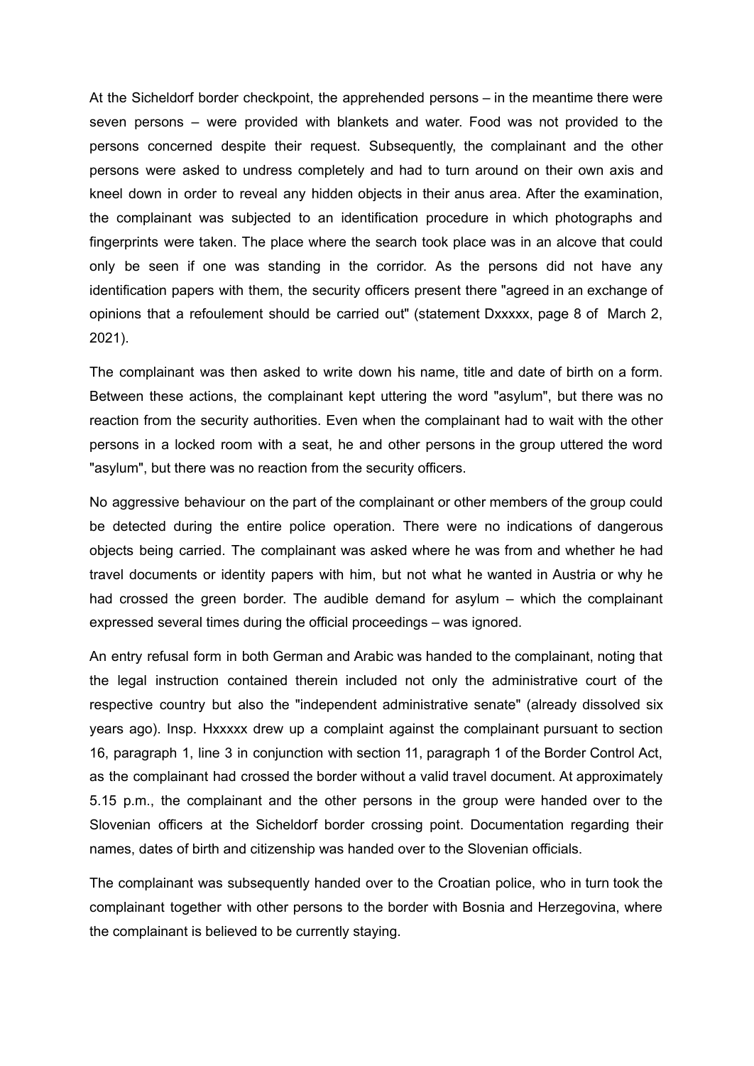At the Sicheldorf border checkpoint, the apprehended persons – in the meantime there were seven persons – were provided with blankets and water. Food was not provided to the persons concerned despite their request. Subsequently, the complainant and the other persons were asked to undress completely and had to turn around on their own axis and kneel down in order to reveal any hidden objects in their anus area. After the examination, the complainant was subjected to an identification procedure in which photographs and fingerprints were taken. The place where the search took place was in an alcove that could only be seen if one was standing in the corridor. As the persons did not have any identification papers with them, the security officers present there "agreed in an exchange of opinions that a refoulement should be carried out" (statement Dxxxxx, page 8 of March 2, 2021).

The complainant was then asked to write down his name, title and date of birth on a form. Between these actions, the complainant kept uttering the word "asylum", but there was no reaction from the security authorities. Even when the complainant had to wait with the other persons in a locked room with a seat, he and other persons in the group uttered the word "asylum", but there was no reaction from the security officers.

No aggressive behaviour on the part of the complainant or other members of the group could be detected during the entire police operation. There were no indications of dangerous objects being carried. The complainant was asked where he was from and whether he had travel documents or identity papers with him, but not what he wanted in Austria or why he had crossed the green border. The audible demand for asylum – which the complainant expressed several times during the official proceedings – was ignored.

An entry refusal form in both German and Arabic was handed to the complainant, noting that the legal instruction contained therein included not only the administrative court of the respective country but also the "independent administrative senate" (already dissolved six years ago). Insp. Hxxxxx drew up a complaint against the complainant pursuant to section 16, paragraph 1, line 3 in conjunction with section 11, paragraph 1 of the Border Control Act, as the complainant had crossed the border without a valid travel document. At approximately 5.15 p.m., the complainant and the other persons in the group were handed over to the Slovenian officers at the Sicheldorf border crossing point. Documentation regarding their names, dates of birth and citizenship was handed over to the Slovenian officials.

The complainant was subsequently handed over to the Croatian police, who in turn took the complainant together with other persons to the border with Bosnia and Herzegovina, where the complainant is believed to be currently staying.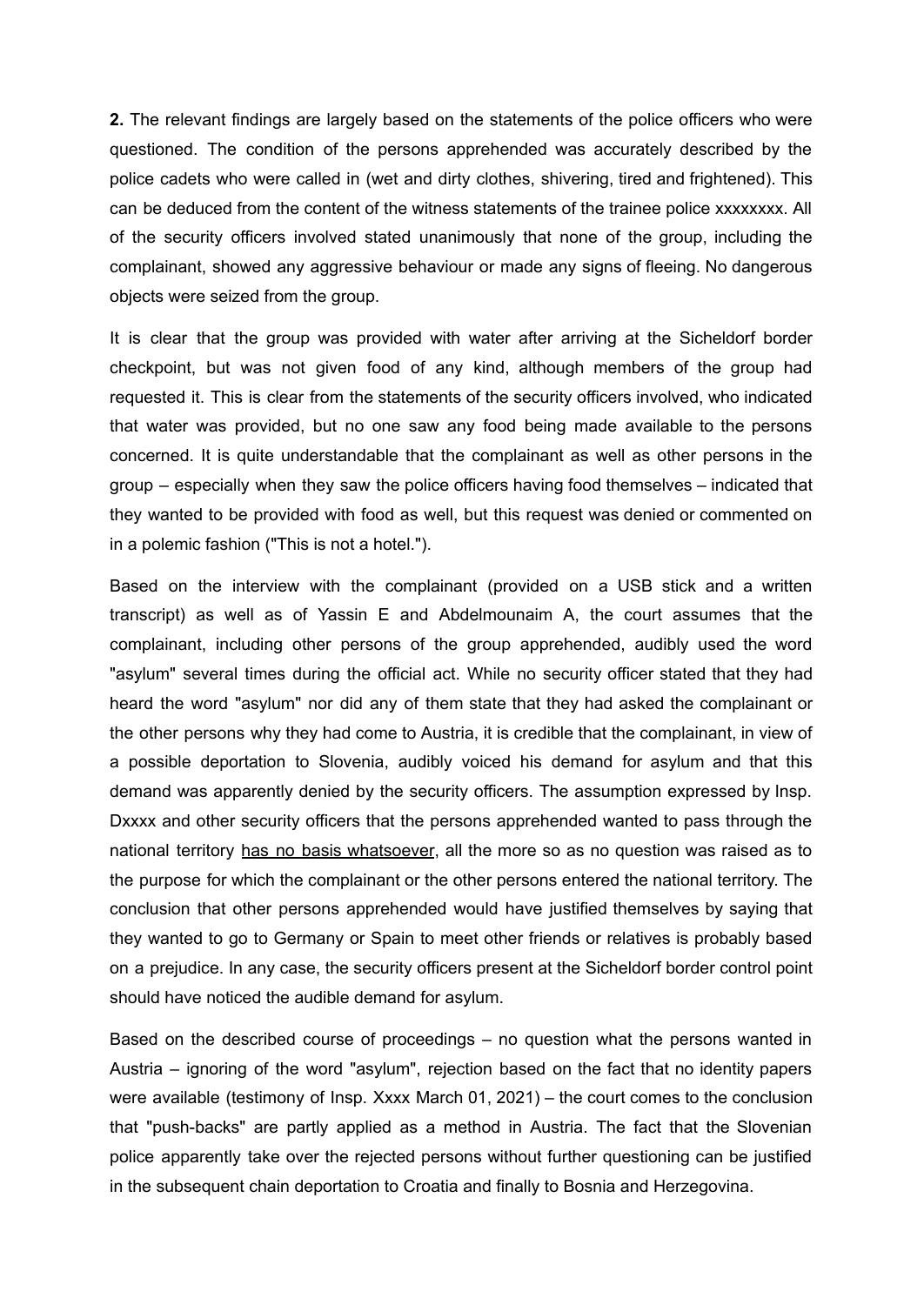**2.** The relevant findings are largely based on the statements of the police officers who were questioned. The condition of the persons apprehended was accurately described by the police cadets who were called in (wet and dirty clothes, shivering, tired and frightened). This can be deduced from the content of the witness statements of the trainee police xxxxxxxx. All of the security officers involved stated unanimously that none of the group, including the complainant, showed any aggressive behaviour or made any signs of fleeing. No dangerous objects were seized from the group.

It is clear that the group was provided with water after arriving at the Sicheldorf border checkpoint, but was not given food of any kind, although members of the group had requested it. This is clear from the statements of the security officers involved, who indicated that water was provided, but no one saw any food being made available to the persons concerned. It is quite understandable that the complainant as well as other persons in the group – especially when they saw the police officers having food themselves – indicated that they wanted to be provided with food as well, but this request was denied or commented on in a polemic fashion ("This is not a hotel.").

Based on the interview with the complainant (provided on a USB stick and a written transcript) as well as of Yassin E and Abdelmounaim A, the court assumes that the complainant, including other persons of the group apprehended, audibly used the word "asylum" several times during the official act. While no security officer stated that they had heard the word "asylum" nor did any of them state that they had asked the complainant or the other persons why they had come to Austria, it is credible that the complainant, in view of a possible deportation to Slovenia, audibly voiced his demand for asylum and that this demand was apparently denied by the security officers. The assumption expressed by Insp. Dxxxx and other security officers that the persons apprehended wanted to pass through the national territory <u>has no basis whatsoever</u>, all the more so as no question was raised as to the purpose for which the complainant or the other persons entered the national territory. The conclusion that other persons apprehended would have justified themselves by saying that they wanted to go to Germany or Spain to meet other friends or relatives is probably based on a prejudice. In any case, the security officers present at the Sicheldorf border control point should have noticed the audible demand for asylum.

Based on the described course of proceedings – no question what the persons wanted in Austria – ignoring of the word "asylum", rejection based on the fact that no identity papers were available (testimony of Insp. Xxxx March 01, 2021) – the court comes to the conclusion that "push-backs" are partly applied as a method in Austria. The fact that the Slovenian police apparently take over the rejected persons without further questioning can be justified in the subsequent chain deportation to Croatia and finally to Bosnia and Herzegovina.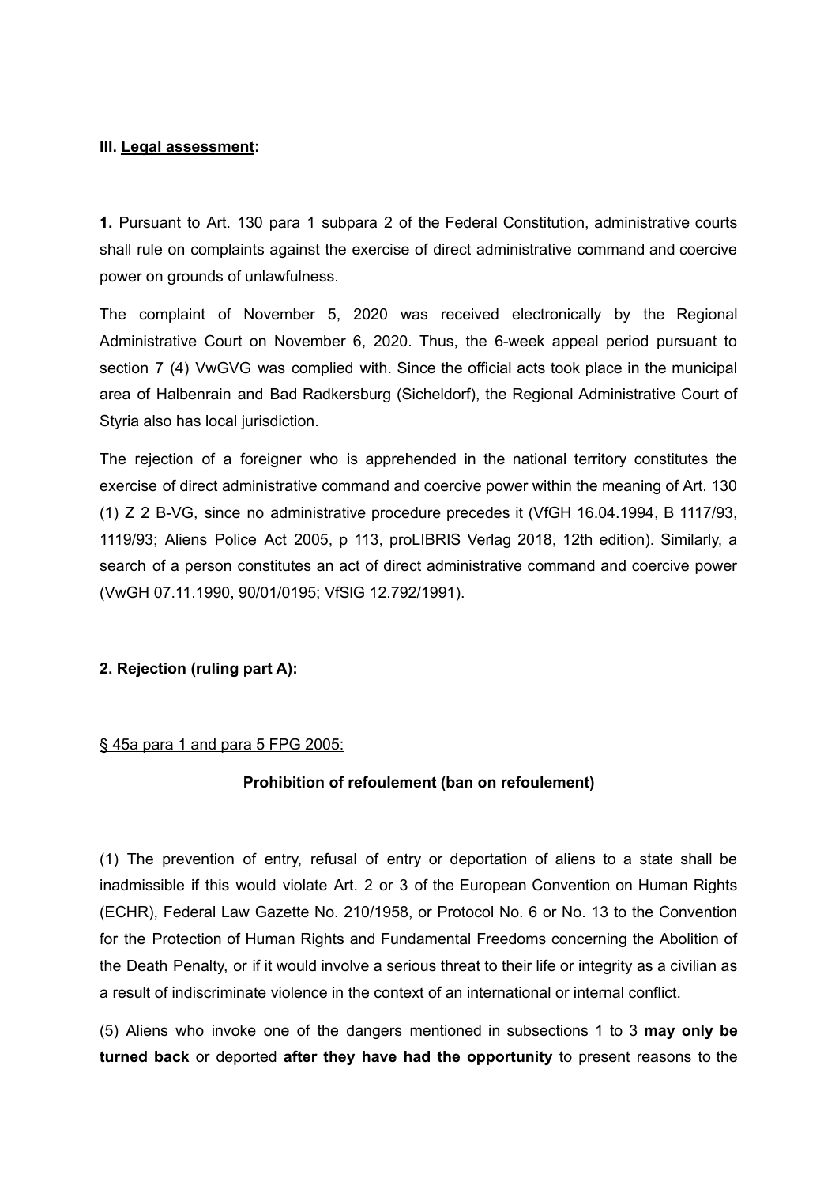### III. <u>Legal assessment</u>:

**1.** Pursuant to Art. 130 para 1 subpara 2 of the Federal Constitution, administrative courts shall rule on complaints against the exercise of direct administrative command and coercive power on grounds of unlawfulness.

The complaint of November 5, 2020 was received electronically by the Regional Administrative Court on November 6, 2020. Thus, the 6-week appeal period pursuant to section 7 (4) VwGVG was complied with. Since the official acts took place in the municipal area of Halbenrain and Bad Radkersburg (Sicheldorf), the Regional Administrative Court of Styria also has local jurisdiction.

The rejection of a foreigner who is apprehended in the national territory constitutes the exercise of direct administrative command and coercive power within the meaning of Art. 130 (1) Z 2 B-VG, since no administrative procedure precedes it (VfGH 16.04.1994, B 1117/93, 1119/93; Aliens Police Act 2005, p 113, proLIBRIS Verlag 2018, 12th edition). Similarly, a search of a person constitutes an act of direct administrative command and coercive power (VwGH 07.11.1990, 90/01/0195; VfSlG 12.792/1991).

**2. Rejection (ruling part A):**

<u>§ 45a para 1 and para 5 FPG 2005:</u>

**Prohibition of refoulement (ban on refoulement)**

(1) The prevention of entry, refusal of entry or deportation of aliens to a state shall be inadmissible if this would violate Art. 2 or 3 of the European Convention on Human Rights (ECHR), Federal Law Gazette No. 210/1958, or Protocol No. 6 or No. 13 to the Convention for the Protection of Human Rights and Fundamental Freedoms concerning the Abolition of the Death Penalty, or if it would involve a serious threat to their life or integrity as a civilian as a result of indiscriminate violence in the context of an international or internal conflict.

(5) Aliens who invoke one of the dangers mentioned in subsections 1 to 3 **may only be turned back** or deported **after they have had the opportunity** to present reasons to the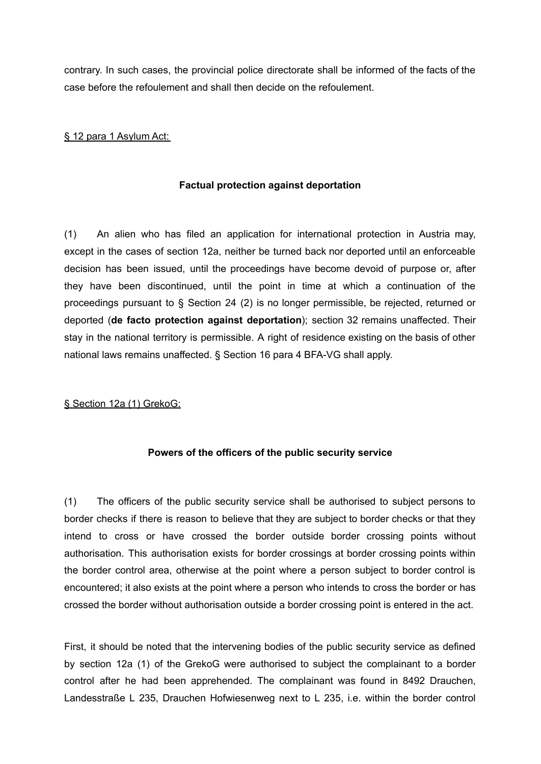contrary. In such cases, the provincial police directorate shall be informed of the facts of the case before the refoulement and shall then decide on the refoulement.

<u>§ 12 para 1 Asylum Act:</u>

**Factual protection against deportation**

(1) An alien who has filed an application for international protection in Austria may, except in the cases of section 12a, neither be turned back nor deported until an enforceable decision has been issued, until the proceedings have become devoid of purpose or, after they have been discontinued, until the point in time at which a continuation of the proceedings pursuant to § Section 24 (2) is no longer permissible, be rejected, returned or deported (**de facto protection against deportation**); section 32 remains unaffected. Their stay in the national territory is permissible. A right of residence existing on the basis of other national laws remains unaffected. § Section 16 para 4 BFA-VG shall apply.

<u>§ Section 12a (1) GrekoG:</u>

**Powers of the officers of the public security service**

(1) The officers of the public security service shall be authorised to subject persons to border checks if there is reason to believe that they are subject to border checks or that they intend to cross or have crossed the border outside border crossing points without authorisation. This authorisation exists for border crossings at border crossing points within the border control area, otherwise at the point where a person subject to border control is encountered; it also exists at the point where a person who intends to cross the border or has crossed the border without authorisation outside a border crossing point is entered in the act.

First, it should be noted that the intervening bodies of the public security service as defined by section 12a (1) of the GrekoG were authorised to subject the complainant to a border control after he had been apprehended. The complainant was found in 8492 Drauchen, Landesstraße L 235, Drauchen Hofwiesenweg next to L 235, i.e. within the border control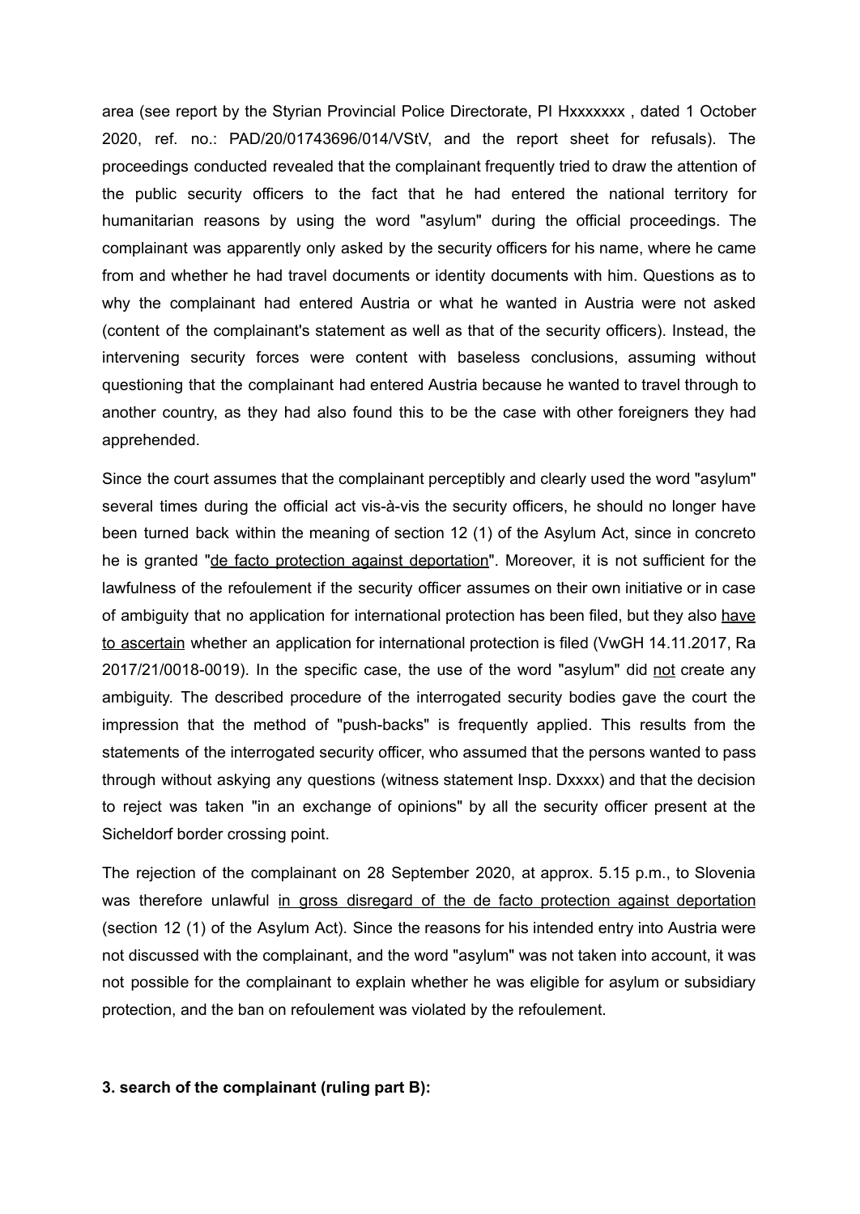area (see report by the Styrian Provincial Police Directorate, PI Hxxxxxxx , dated 1 October 2020, ref. no.: PAD/20/01743696/014/VStV, and the report sheet for refusals). The proceedings conducted revealed that the complainant frequently tried to draw the attention of the public security officers to the fact that he had entered the national territory for humanitarian reasons by using the word "asylum" during the official proceedings. The complainant was apparently only asked by the security officers for his name, where he came from and whether he had travel documents or identity documents with him. Questions as to why the complainant had entered Austria or what he wanted in Austria were not asked (content of the complainant's statement as well as that of the security officers). Instead, the intervening security forces were content with baseless conclusions, assuming without questioning that the complainant had entered Austria because he wanted to travel through to another country, as they had also found this to be the case with other foreigners they had apprehended.

Since the court assumes that the complainant perceptibly and clearly used the word "asylum" several times during the official act vis-à-vis the security officers, he should no longer have been turned back within the meaning of section 12 (1) of the Asylum Act, since in concreto he is granted "<u>de facto protection against deportation</u>". Moreover, it is not sufficient for the lawfulness of the refoulement if the security officer assumes on their own initiative or in case of ambiguity that no application for international protection has been filed, but they also <u>have to ascertain</u> whether an application for international protection is filed (VwGH 14.11.2017, Ra 2017/21/0018-0019). In the specific case, the use of the word "asylum" did <u>not</u> create any ambiguity. The described procedure of the interrogated security bodies gave the court the impression that the method of "push-backs" is frequently applied. This results from the statements of the interrogated security officer, who assumed that the persons wanted to pass through without askying any questions (witness statement Insp. Dxxxx) and that the decision to reject was taken "in an exchange of opinions" by all the security officer present at the Sicheldorf border crossing point.

The rejection of the complainant on 28 September 2020, at approx. 5.15 p.m., to Slovenia was therefore unlawful <u>in gross disregard of the de facto protection against deportation</u> (section 12 (1) of the Asylum Act). Since the reasons for his intended entry into Austria were not discussed with the complainant, and the word "asylum" was not taken into account, it was not possible for the complainant to explain whether he was eligible for asylum or subsidiary protection, and the ban on refoulement was violated by the refoulement.

### 3. search of the complainant (ruling part B):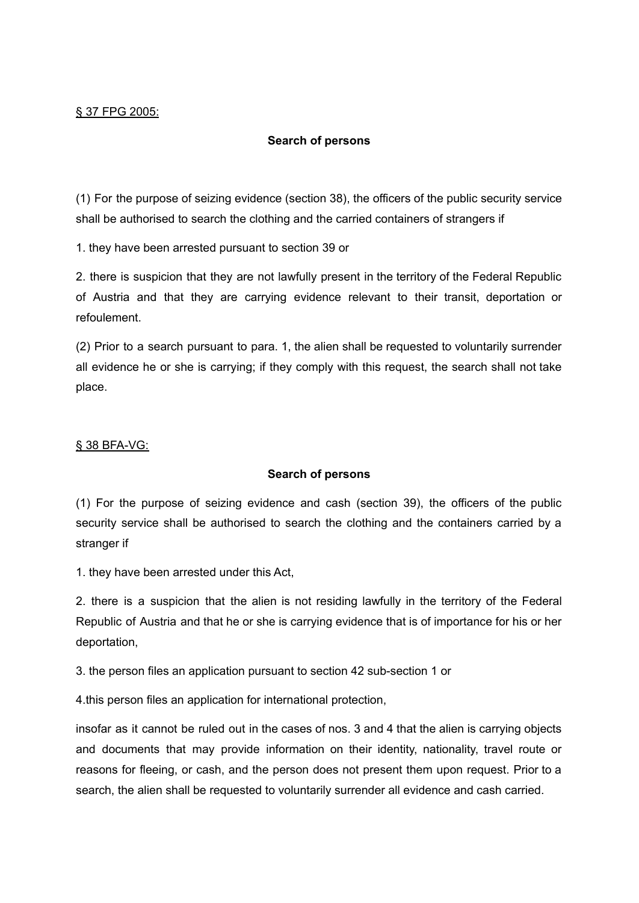<u>§ 37 FPG 2005:</u>

**Search of persons**

(1) For the purpose of seizing evidence (section 38), the officers of the public security service shall be authorised to search the clothing and the carried containers of strangers if

1. they have been arrested pursuant to section 39 or

2. there is suspicion that they are not lawfully present in the territory of the Federal Republic of Austria and that they are carrying evidence relevant to their transit, deportation or refoulement.

(2) Prior to a search pursuant to para. 1, the alien shall be requested to voluntarily surrender all evidence he or she is carrying; if they comply with this request, the search shall not take place.

<u>§ 38 BFA-VG:</u>

**Search of persons**

(1) For the purpose of seizing evidence and cash (section 39), the officers of the public security service shall be authorised to search the clothing and the containers carried by a stranger if

1. they have been arrested under this Act,

2. there is a suspicion that the alien is not residing lawfully in the territory of the Federal Republic of Austria and that he or she is carrying evidence that is of importance for his or her deportation,

3. the person files an application pursuant to section 42 sub-section 1 or

4.this person files an application for international protection,

insofar as it cannot be ruled out in the cases of nos. 3 and 4 that the alien is carrying objects and documents that may provide information on their identity, nationality, travel route or reasons for fleeing, or cash, and the person does not present them upon request. Prior to a search, the alien shall be requested to voluntarily surrender all evidence and cash carried.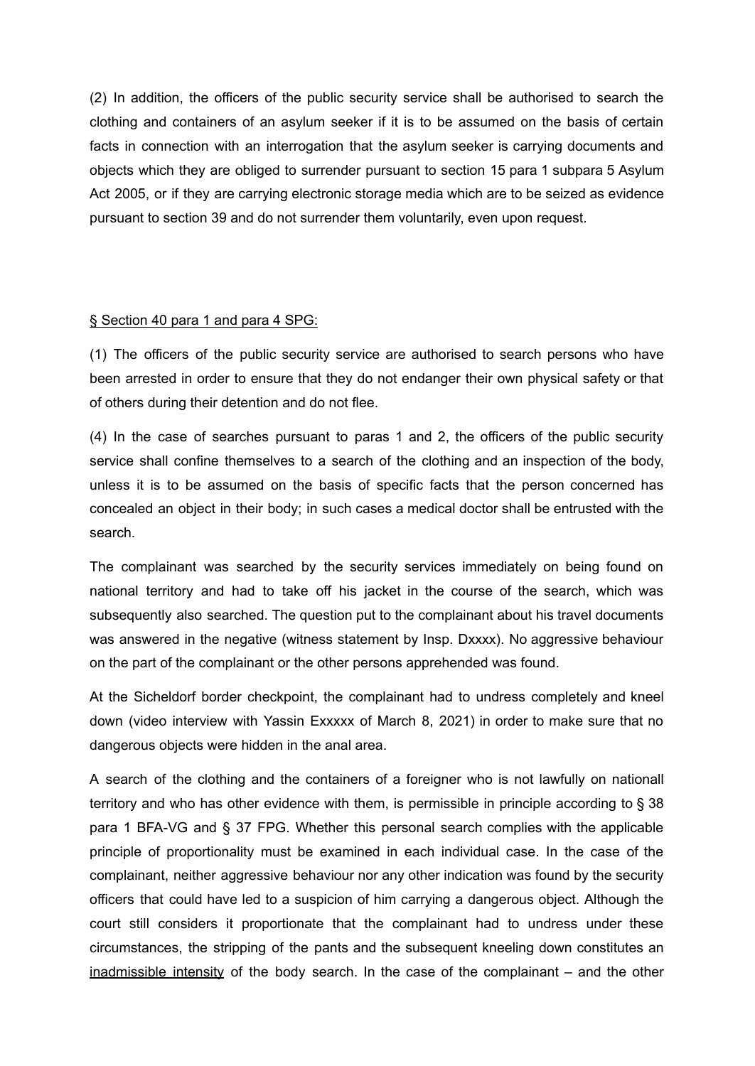(2) In addition, the officers of the public security service shall be authorised to search the clothing and containers of an asylum seeker if it is to be assumed on the basis of certain facts in connection with an interrogation that the asylum seeker is carrying documents and objects which they are obliged to surrender pursuant to section 15 para 1 subpara 5 Asylum Act 2005, or if they are carrying electronic storage media which are to be seized as evidence pursuant to section 39 and do not surrender them voluntarily, even upon request.

<u>§ Section 40 para 1 and para 4 SPG:</u>

(1) The officers of the public security service are authorised to search persons who have been arrested in order to ensure that they do not endanger their own physical safety or that of others during their detention and do not flee.

(4) In the case of searches pursuant to paras 1 and 2, the officers of the public security service shall confine themselves to a search of the clothing and an inspection of the body, unless it is to be assumed on the basis of specific facts that the person concerned has concealed an object in their body; in such cases a medical doctor shall be entrusted with the search.

The complainant was searched by the security services immediately on being found on national territory and had to take off his jacket in the course of the search, which was subsequently also searched. The question put to the complainant about his travel documents was answered in the negative (witness statement by Insp. Dxxxx). No aggressive behaviour on the part of the complainant or the other persons apprehended was found.

At the Sicheldorf border checkpoint, the complainant had to undress completely and kneel down (video interview with Yassin Exxxxx of March 8, 2021) in order to make sure that no dangerous objects were hidden in the anal area.

A search of the clothing and the containers of a foreigner who is not lawfully on nationall territory and who has other evidence with them, is permissible in principle according to § 38 para 1 BFA-VG and § 37 FPG. Whether this personal search complies with the applicable principle of proportionality must be examined in each individual case. In the case of the complainant, neither aggressive behaviour nor any other indication was found by the security officers that could have led to a suspicion of him carrying a dangerous object. Although the court still considers it proportionate that the complainant had to undress under these circumstances, the stripping of the pants and the subsequent kneeling down constitutes an <u>inadmissible intensity</u> of the body search. In the case of the complainant – and the other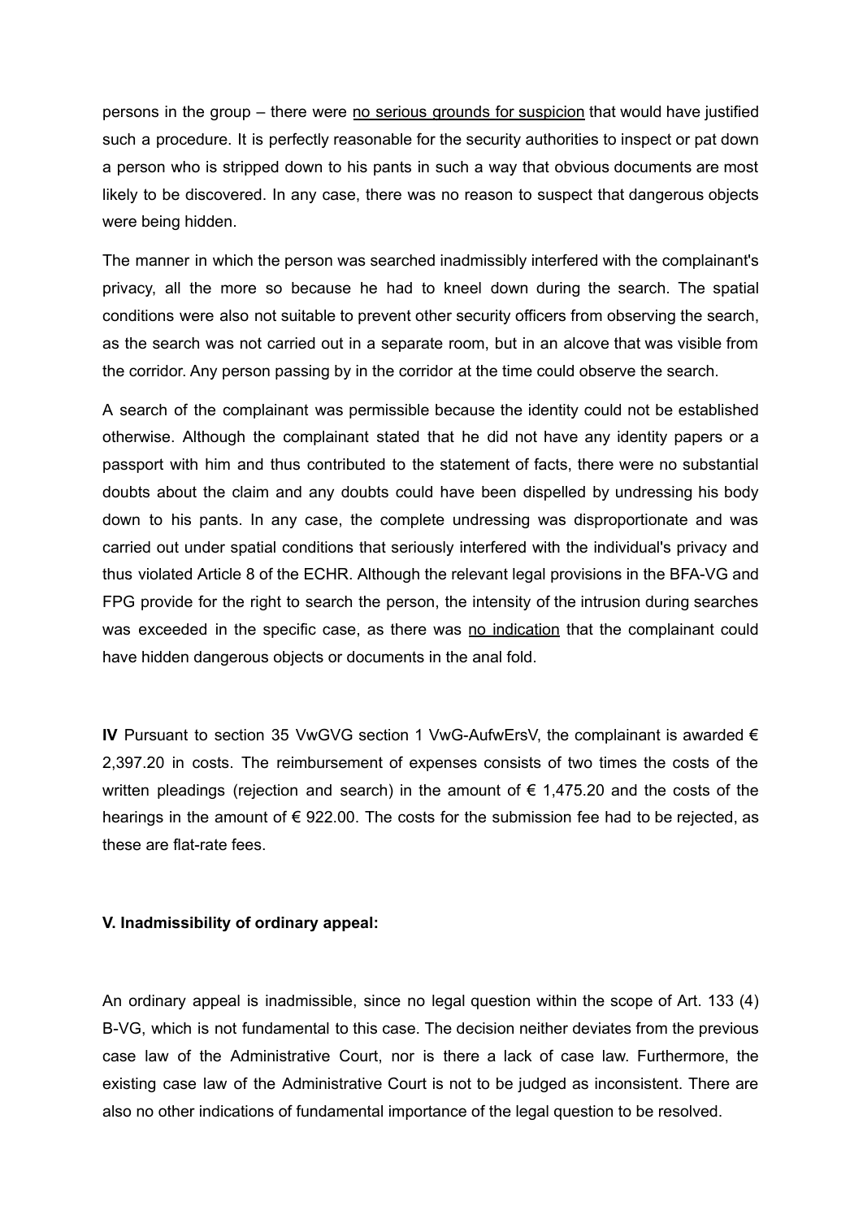persons in the group – there were <u>no serious grounds for suspicion</u> that would have justified such a procedure. It is perfectly reasonable for the security authorities to inspect or pat down a person who is stripped down to his pants in such a way that obvious documents are most likely to be discovered. In any case, there was no reason to suspect that dangerous objects were being hidden.

The manner in which the person was searched inadmissibly interfered with the complainant's privacy, all the more so because he had to kneel down during the search. The spatial conditions were also not suitable to prevent other security officers from observing the search, as the search was not carried out in a separate room, but in an alcove that was visible from the corridor. Any person passing by in the corridor at the time could observe the search.

A search of the complainant was permissible because the identity could not be established otherwise. Although the complainant stated that he did not have any identity papers or a passport with him and thus contributed to the statement of facts, there were no substantial doubts about the claim and any doubts could have been dispelled by undressing his body down to his pants. In any case, the complete undressing was disproportionate and was carried out under spatial conditions that seriously interfered with the individual's privacy and thus violated Article 8 of the ECHR. Although the relevant legal provisions in the BFA-VG and FPG provide for the right to search the person, the intensity of the intrusion during searches was exceeded in the specific case, as there was <u>no indication</u> that the complainant could have hidden dangerous objects or documents in the anal fold.

**IV** Pursuant to section 35 VwGVG section 1 VwG-AufwErsV, the complainant is awarded € 2,397.20 in costs. The reimbursement of expenses consists of two times the costs of the written pleadings (rejection and search) in the amount of € 1,475.20 and the costs of the hearings in the amount of € 922.00. The costs for the submission fee had to be rejected, as these are flat-rate fees.

**V. Inadmissibility of ordinary appeal:**

An ordinary appeal is inadmissible, since no legal question within the scope of Art. 133 (4) B-VG, which is not fundamental to this case. The decision neither deviates from the previous case law of the Administrative Court, nor is there a lack of case law. Furthermore, the existing case law of the Administrative Court is not to be judged as inconsistent. There are also no other indications of fundamental importance of the legal question to be resolved.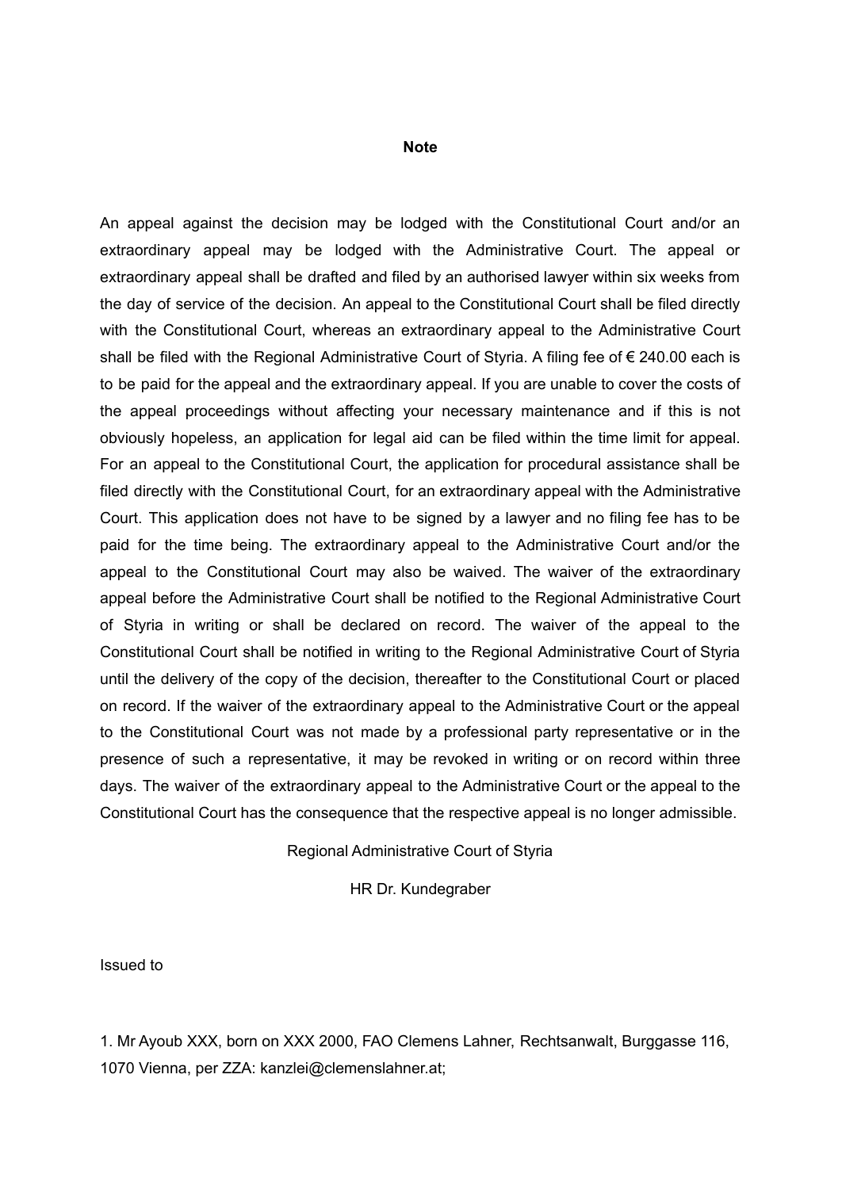**Note**

An appeal against the decision may be lodged with the Constitutional Court and/or an extraordinary appeal may be lodged with the Administrative Court. The appeal or extraordinary appeal shall be drafted and filed by an authorised lawyer within six weeks from the day of service of the decision. An appeal to the Constitutional Court shall be filed directly with the Constitutional Court, whereas an extraordinary appeal to the Administrative Court shall be filed with the Regional Administrative Court of Styria. A filing fee of € 240.00 each is to be paid for the appeal and the extraordinary appeal. If you are unable to cover the costs of the appeal proceedings without affecting your necessary maintenance and if this is not obviously hopeless, an application for legal aid can be filed within the time limit for appeal. For an appeal to the Constitutional Court, the application for procedural assistance shall be filed directly with the Constitutional Court, for an extraordinary appeal with the Administrative Court. This application does not have to be signed by a lawyer and no filing fee has to be paid for the time being. The extraordinary appeal to the Administrative Court and/or the appeal to the Constitutional Court may also be waived. The waiver of the extraordinary appeal before the Administrative Court shall be notified to the Regional Administrative Court of Styria in writing or shall be declared on record. The waiver of the appeal to the Constitutional Court shall be notified in writing to the Regional Administrative Court of Styria until the delivery of the copy of the decision, thereafter to the Constitutional Court or placed on record. If the waiver of the extraordinary appeal to the Administrative Court or the appeal to the Constitutional Court was not made by a professional party representative or in the presence of such a representative, it may be revoked in writing or on record within three days. The waiver of the extraordinary appeal to the Administrative Court or the appeal to the Constitutional Court has the consequence that the respective appeal is no longer admissible.

Regional Administrative Court of Styria

HR Dr. Kundegraber

Issued to

1. Mr Ayoub XXX, born on XXX 2000, FAO Clemens Lahner, Rechtsanwalt, Burggasse 116, 1070 Vienna, per ZZA: kanzlei@clemenslahner.at;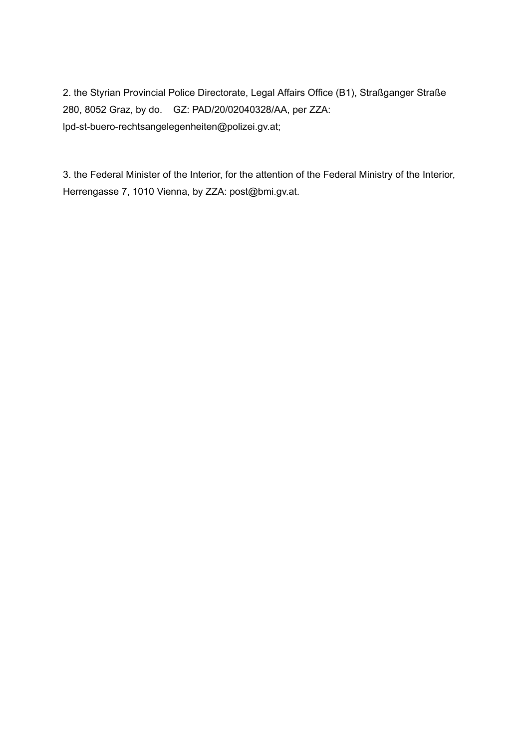2. the Styrian Provincial Police Directorate, Legal Affairs Office (B1), Straßganger Straße 280, 8052 Graz, by do.    GZ: PAD/20/02040328/AA, per ZZA: lpd-st-buero-rechtsangelegenheiten@polizei.gv.at;

3. the Federal Minister of the Interior, for the attention of the Federal Ministry of the Interior, Herrengasse 7, 1010 Vienna, by ZZA: post@bmi.gv.at.